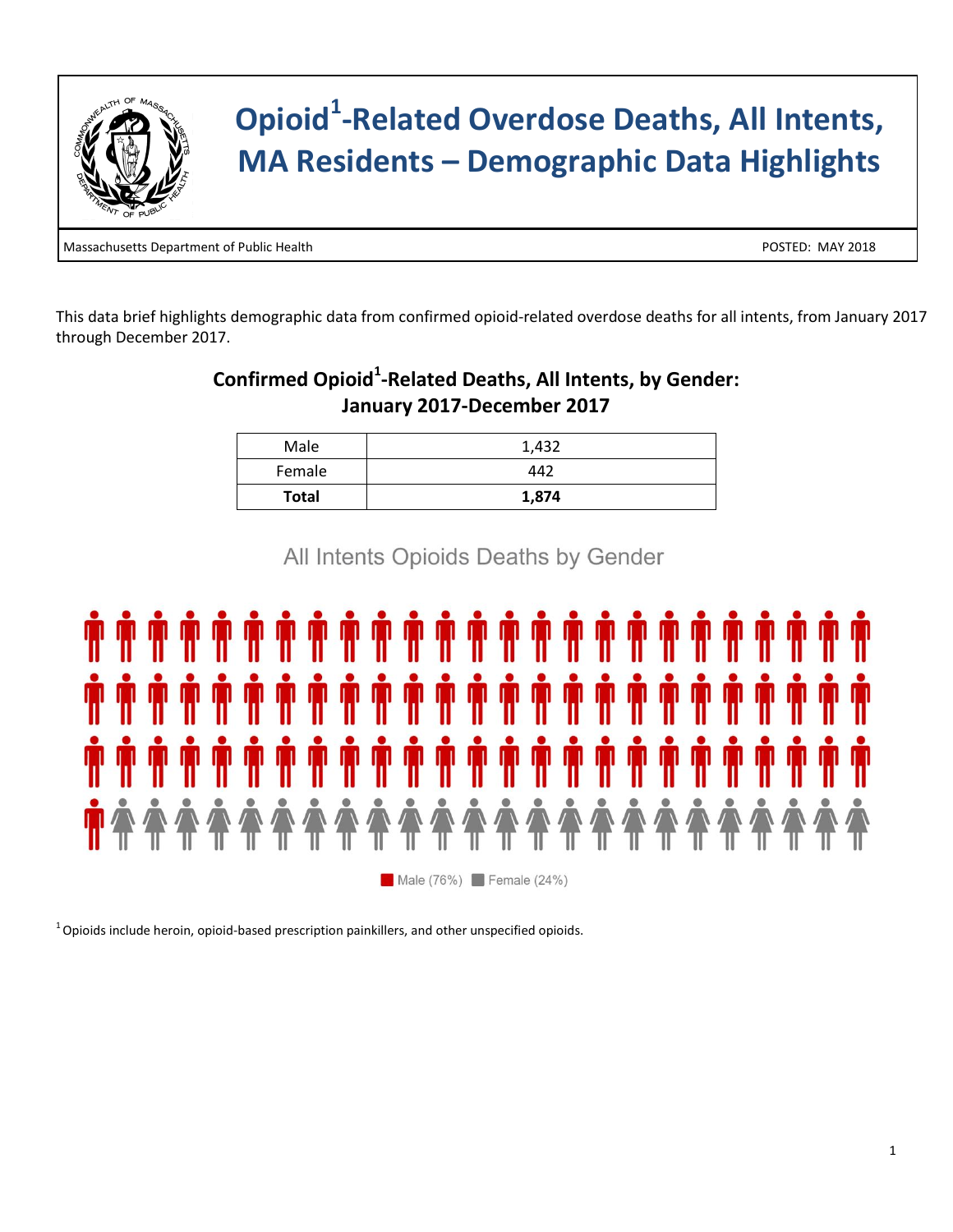# Opioid[1]-Related Overdose Deaths, All Intents, MA Residents – Demographic Data Highlights

Massachusetts Department of Public Health

POSTED: MAY 2018

This data brief highlights demographic data from confirmed opioid-related overdose deaths for all intents, from January 2017 through December 2017.

## Confirmed Opioid[1]-Related Deaths, All Intents, by Gender: January 2017-December 2017

| | |
|---|---|
| Male | 1,432 |
| Female | 442 |
| **Total** | **1,874** |

All Intents Opioids Deaths by Gender

Male (76%) Female (24%)

[1] Opioids include heroin, opioid-based prescription painkillers, and other unspecified opioids.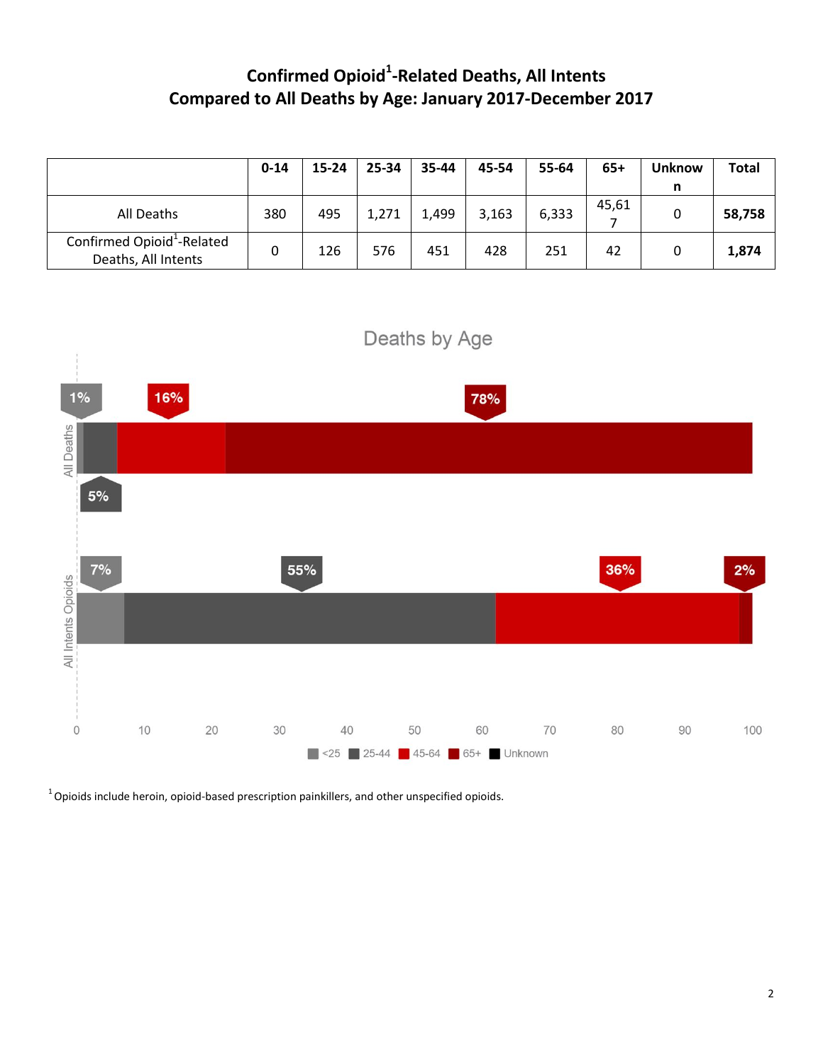# Confirmed Opioid[1]-Related Deaths, All Intents Compared to All Deaths by Age: January 2017-December 2017

| | 0-14 | 15-24 | 25-34 | 35-44 | 45-54 | 55-64 | 65+ | Unknown | Total |
|---|---|---|---|---|---|---|---|---|---|
| All Deaths | 380 | 495 | 1,271 | 1,499 | 3,163 | 6,333 | 45,617 | 0 | **58,758** |
| Confirmed Opioid[1]-Related Deaths, All Intents | 0 | 126 | 576 | 451 | 428 | 251 | 42 | 0 | **1,874** |

Deaths by Age

| | <25 | 25-44 | 45-64 | 65+ | Unknown |
|---|---|---|---|---|---|
| All Deaths | 1% | 5% | 16% | 78% | |
| All Intents Opioids | 7% | 55% | 36% | 2% | |

[1] Opioids include heroin, opioid-based prescription painkillers, and other unspecified opioids.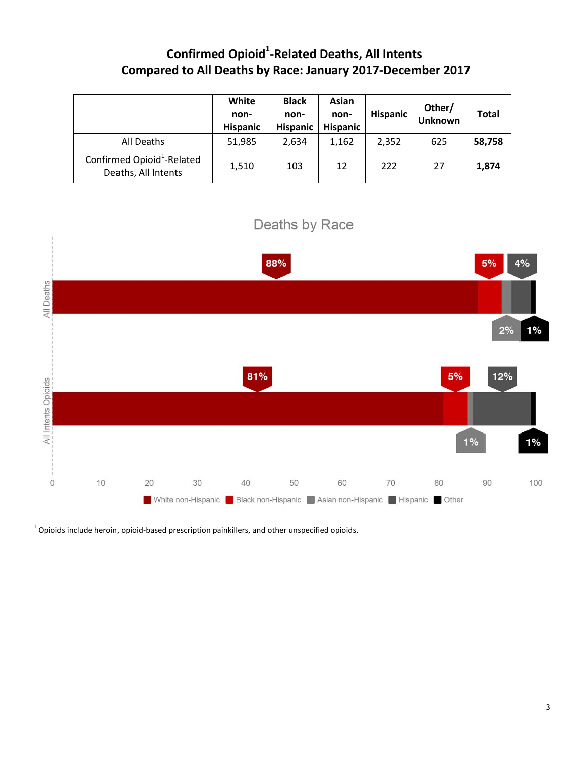# Confirmed Opioid[1]-Related Deaths, All Intents Compared to All Deaths by Race: January 2017-December 2017

| | White non-Hispanic | Black non-Hispanic | Asian non-Hispanic | Hispanic | Other/ Unknown | Total |
|---|---|---|---|---|---|---|
| All Deaths | 51,985 | 2,634 | 1,162 | 2,352 | 625 | **58,758** |
| Confirmed Opioid[1]-Related Deaths, All Intents | 1,510 | 103 | 12 | 222 | 27 | **1,874** |

Deaths by Race

| | White non-Hispanic | Black non-Hispanic | Asian non-Hispanic | Hispanic | Other |
|---|---|---|---|---|---|
| All Deaths | 88% | 5% | 2% | 4% | 1% |
| All Intents Opioids | 81% | 5% | 1% | 12% | 1% |

[1] Opioids include heroin, opioid-based prescription painkillers, and other unspecified opioids.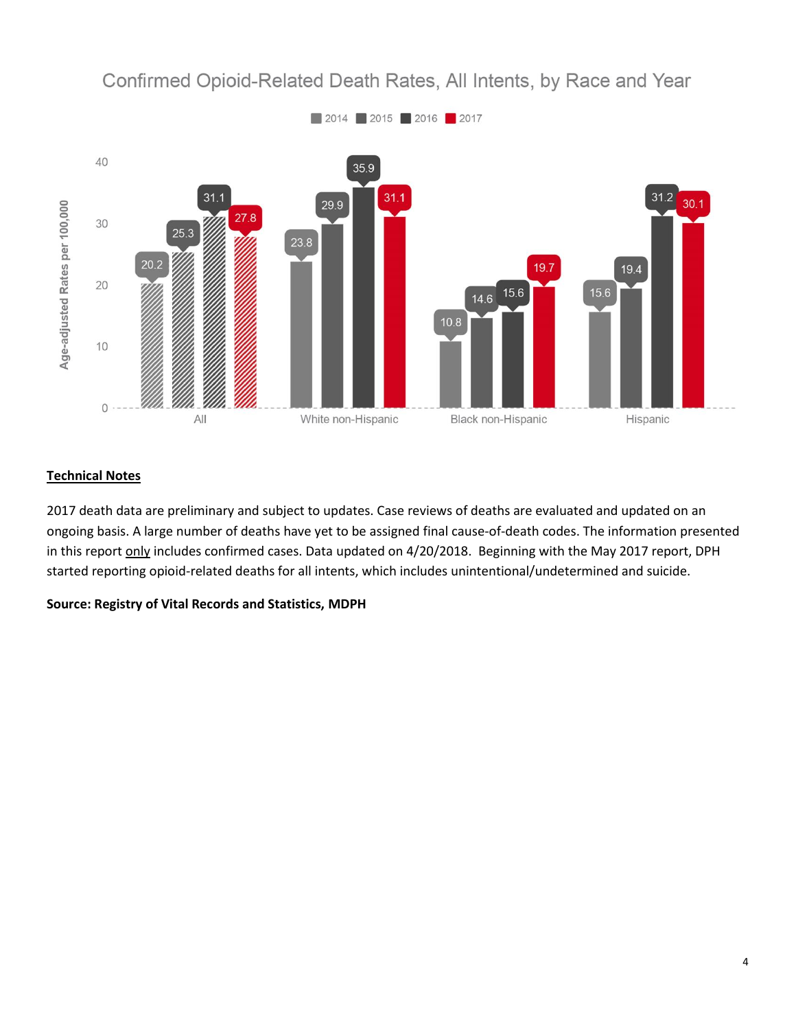Confirmed Opioid-Related Death Rates, All Intents, by Race and Year

2014 2015 2016 2017

Age-adjusted Rates per 100,000

40
30
20
10
0

20.2
25.3
31.1
27.8

23.8
29.9
35.9
31.1

10.8
14.6
15.6
19.7

15.6
19.4
31.2
30.1

All
White non-Hispanic
Black non-Hispanic
Hispanic

**<u>Technical Notes</u>**

2017 death data are preliminary and subject to updates. Case reviews of deaths are evaluated and updated on an ongoing basis. A large number of deaths have yet to be assigned final cause-of-death codes. The information presented in this report <u>only</u> includes confirmed cases. Data updated on 4/20/2018. Beginning with the May 2017 report, DPH started reporting opioid-related deaths for all intents, which includes unintentional/undetermined and suicide.

**Source: Registry of Vital Records and Statistics, MDPH**